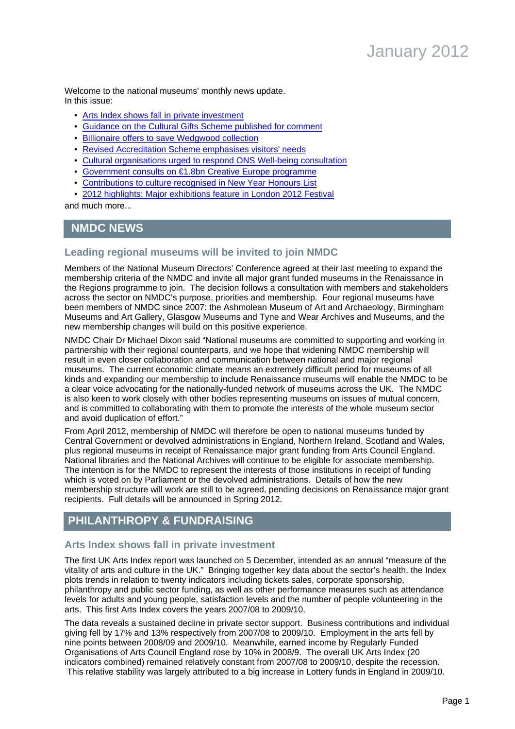# January 2012

Welcome to the national museums' monthly news update.
In this issue:

- Arts Index shows fall in private investment
- Guidance on the Cultural Gifts Scheme published for comment
- Billionaire offers to save Wedgwood collection
- Revised Accreditation Scheme emphasises visitors' needs
- Cultural organisations urged to respond ONS Well-being consultation
- Government consults on €1.8bn Creative Europe programme
- Contributions to culture recognised in New Year Honours List
- 2012 highlights: Major exhibitions feature in London 2012 Festival

and much more...

## NMDC NEWS

### Leading regional museums will be invited to join NMDC

Members of the National Museum Directors' Conference agreed at their last meeting to expand the membership criteria of the NMDC and invite all major grant funded museums in the Renaissance in the Regions programme to join. The decision follows a consultation with members and stakeholders across the sector on NMDC's purpose, priorities and membership. Four regional museums have been members of NMDC since 2007: the Ashmolean Museum of Art and Archaeology, Birmingham Museums and Art Gallery, Glasgow Museums and Tyne and Wear Archives and Museums, and the new membership changes will build on this positive experience.

NMDC Chair Dr Michael Dixon said "National museums are committed to supporting and working in partnership with their regional counterparts, and we hope that widening NMDC membership will result in even closer collaboration and communication between national and major regional museums. The current economic climate means an extremely difficult period for museums of all kinds and expanding our membership to include Renaissance museums will enable the NMDC to be a clear voice advocating for the nationally-funded network of museums across the UK. The NMDC is also keen to work closely with other bodies representing museums on issues of mutual concern, and is committed to collaborating with them to promote the interests of the whole museum sector and avoid duplication of effort."

From April 2012, membership of NMDC will therefore be open to national museums funded by Central Government or devolved administrations in England, Northern Ireland, Scotland and Wales, plus regional museums in receipt of Renaissance major grant funding from Arts Council England. National libraries and the National Archives will continue to be eligible for associate membership. The intention is for the NMDC to represent the interests of those institutions in receipt of funding which is voted on by Parliament or the devolved administrations. Details of how the new membership structure will work are still to be agreed, pending decisions on Renaissance major grant recipients. Full details will be announced in Spring 2012.

## PHILANTHROPY & FUNDRAISING

### Arts Index shows fall in private investment

The first UK Arts Index report was launched on 5 December, intended as an annual "measure of the vitality of arts and culture in the UK." Bringing together key data about the sector's health, the Index plots trends in relation to twenty indicators including tickets sales, corporate sponsorship, philanthropy and public sector funding, as well as other performance measures such as attendance levels for adults and young people, satisfaction levels and the number of people volunteering in the arts. This first Arts Index covers the years 2007/08 to 2009/10.

The data reveals a sustained decline in private sector support. Business contributions and individual giving fell by 17% and 13% respectively from 2007/08 to 2009/10. Employment in the arts fell by nine points between 2008/09 and 2009/10. Meanwhile, earned income by Regularly Funded Organisations of Arts Council England rose by 10% in 2008/9. The overall UK Arts Index (20 indicators combined) remained relatively constant from 2007/08 to 2009/10, despite the recession. This relative stability was largely attributed to a big increase in Lottery funds in England in 2009/10.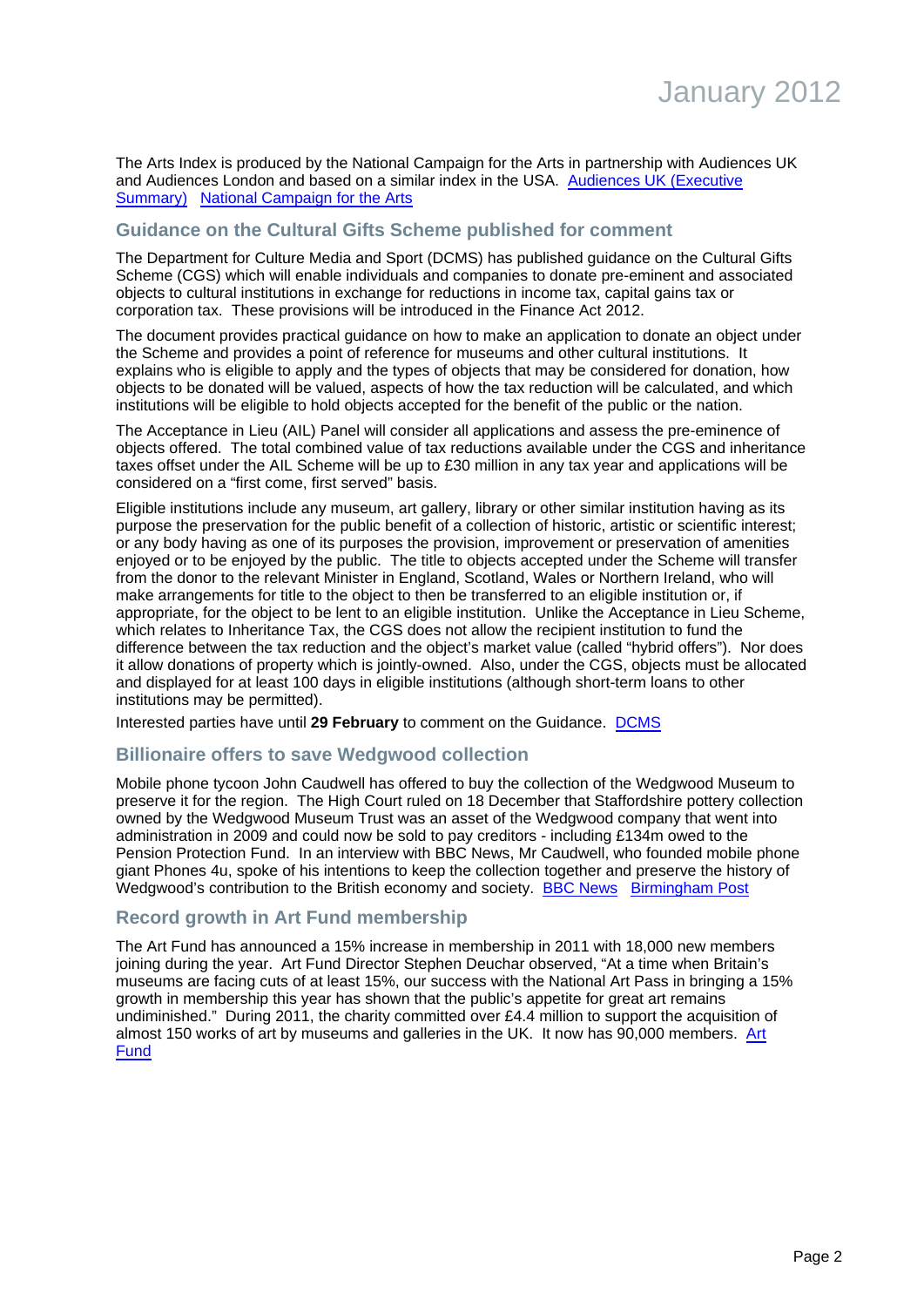The Arts Index is produced by the National Campaign for the Arts in partnership with Audiences UK and Audiences London and based on a similar index in the USA. Audiences UK (Executive Summary) National Campaign for the Arts

### Guidance on the Cultural Gifts Scheme published for comment

The Department for Culture Media and Sport (DCMS) has published guidance on the Cultural Gifts Scheme (CGS) which will enable individuals and companies to donate pre-eminent and associated objects to cultural institutions in exchange for reductions in income tax, capital gains tax or corporation tax. These provisions will be introduced in the Finance Act 2012.

The document provides practical guidance on how to make an application to donate an object under the Scheme and provides a point of reference for museums and other cultural institutions. It explains who is eligible to apply and the types of objects that may be considered for donation, how objects to be donated will be valued, aspects of how the tax reduction will be calculated, and which institutions will be eligible to hold objects accepted for the benefit of the public or the nation.

The Acceptance in Lieu (AIL) Panel will consider all applications and assess the pre-eminence of objects offered. The total combined value of tax reductions available under the CGS and inheritance taxes offset under the AIL Scheme will be up to £30 million in any tax year and applications will be considered on a "first come, first served" basis.

Eligible institutions include any museum, art gallery, library or other similar institution having as its purpose the preservation for the public benefit of a collection of historic, artistic or scientific interest; or any body having as one of its purposes the provision, improvement or preservation of amenities enjoyed or to be enjoyed by the public. The title to objects accepted under the Scheme will transfer from the donor to the relevant Minister in England, Scotland, Wales or Northern Ireland, who will make arrangements for title to the object to then be transferred to an eligible institution or, if appropriate, for the object to be lent to an eligible institution. Unlike the Acceptance in Lieu Scheme, which relates to Inheritance Tax, the CGS does not allow the recipient institution to fund the difference between the tax reduction and the object's market value (called "hybrid offers"). Nor does it allow donations of property which is jointly-owned. Also, under the CGS, objects must be allocated and displayed for at least 100 days in eligible institutions (although short-term loans to other institutions may be permitted).

Interested parties have until **29 February** to comment on the Guidance. DCMS

### Billionaire offers to save Wedgwood collection

Mobile phone tycoon John Caudwell has offered to buy the collection of the Wedgwood Museum to preserve it for the region. The High Court ruled on 18 December that Staffordshire pottery collection owned by the Wedgwood Museum Trust was an asset of the Wedgwood company that went into administration in 2009 and could now be sold to pay creditors - including £134m owed to the Pension Protection Fund. In an interview with BBC News, Mr Caudwell, who founded mobile phone giant Phones 4u, spoke of his intentions to keep the collection together and preserve the history of Wedgwood's contribution to the British economy and society. BBC News Birmingham Post

### Record growth in Art Fund membership

The Art Fund has announced a 15% increase in membership in 2011 with 18,000 new members joining during the year. Art Fund Director Stephen Deuchar observed, "At a time when Britain's museums are facing cuts of at least 15%, our success with the National Art Pass in bringing a 15% growth in membership this year has shown that the public's appetite for great art remains undiminished." During 2011, the charity committed over £4.4 million to support the acquisition of almost 150 works of art by museums and galleries in the UK. It now has 90,000 members. Art Fund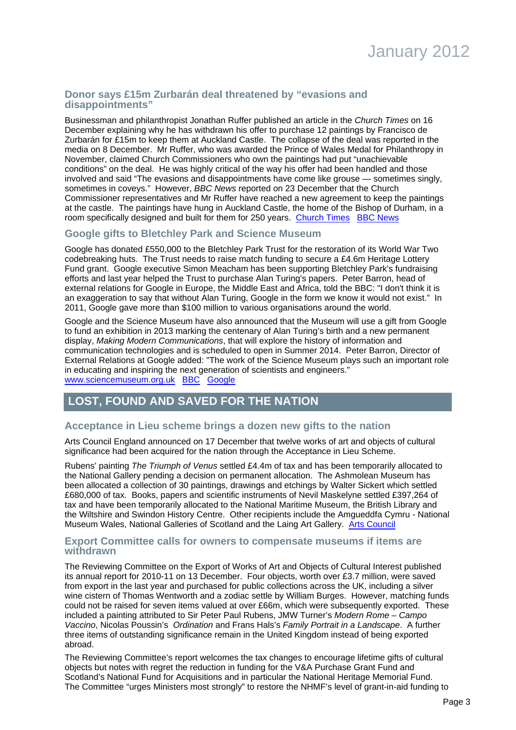## Donor says £15m Zurbarán deal threatened by "evasions and disappointments"

Businessman and philanthropist Jonathan Ruffer published an article in the *Church Times* on 16 December explaining why he has withdrawn his offer to purchase 12 paintings by Francisco de Zurbarán for £15m to keep them at Auckland Castle. The collapse of the deal was reported in the media on 8 December. Mr Ruffer, who was awarded the Prince of Wales Medal for Philanthropy in November, claimed Church Commissioners who own the paintings had put "unachievable conditions" on the deal. He was highly critical of the way his offer had been handled and those involved and said "The evasions and disappointments have come like grouse — sometimes singly, sometimes in coveys." However, *BBC News* reported on 23 December that the Church Commissioner representatives and Mr Ruffer have reached a new agreement to keep the paintings at the castle. The paintings have hung in Auckland Castle, the home of the Bishop of Durham, in a room specifically designed and built for them for 250 years. Church Times BBC News

## Google gifts to Bletchley Park and Science Museum

Google has donated £550,000 to the Bletchley Park Trust for the restoration of its World War Two codebreaking huts. The Trust needs to raise match funding to secure a £4.6m Heritage Lottery Fund grant. Google executive Simon Meacham has been supporting Bletchley Park's fundraising efforts and last year helped the Trust to purchase Alan Turing's papers. Peter Barron, head of external relations for Google in Europe, the Middle East and Africa, told the BBC: "I don't think it is an exaggeration to say that without Alan Turing, Google in the form we know it would not exist." In 2011, Google gave more than $100 million to various organisations around the world.

Google and the Science Museum have also announced that the Museum will use a gift from Google to fund an exhibition in 2013 marking the centenary of Alan Turing's birth and a new permanent display, *Making Modern Communications*, that will explore the history of information and communication technologies and is scheduled to open in Summer 2014. Peter Barron, Director of External Relations at Google added: "The work of the Science Museum plays such an important role in educating and inspiring the next generation of scientists and engineers."
www.sciencemuseum.org.uk BBC Google

# LOST, FOUND AND SAVED FOR THE NATION

## Acceptance in Lieu scheme brings a dozen new gifts to the nation

Arts Council England announced on 17 December that twelve works of art and objects of cultural significance had been acquired for the nation through the Acceptance in Lieu Scheme.

Rubens' painting *The Triumph of Venus* settled £4.4m of tax and has been temporarily allocated to the National Gallery pending a decision on permanent allocation. The Ashmolean Museum has been allocated a collection of 30 paintings, drawings and etchings by Walter Sickert which settled £680,000 of tax. Books, papers and scientific instruments of Nevil Maskelyne settled £397,264 of tax and have been temporarily allocated to the National Maritime Museum, the British Library and the Wiltshire and Swindon History Centre. Other recipients include the Amgueddfa Cymru - National Museum Wales, National Galleries of Scotland and the Laing Art Gallery. Arts Council

## Export Committee calls for owners to compensate museums if items are withdrawn

The Reviewing Committee on the Export of Works of Art and Objects of Cultural Interest published its annual report for 2010-11 on 13 December. Four objects, worth over £3.7 million, were saved from export in the last year and purchased for public collections across the UK, including a silver wine cistern of Thomas Wentworth and a zodiac settle by William Burges. However, matching funds could not be raised for seven items valued at over £66m, which were subsequently exported. These included a painting attributed to Sir Peter Paul Rubens, JMW Turner's *Modern Rome – Campo Vaccino*, Nicolas Poussin's *Ordination* and Frans Hals's *Family Portrait in a Landscape*. A further three items of outstanding significance remain in the United Kingdom instead of being exported abroad.

The Reviewing Committee's report welcomes the tax changes to encourage lifetime gifts of cultural objects but notes with regret the reduction in funding for the V&A Purchase Grant Fund and Scotland's National Fund for Acquisitions and in particular the National Heritage Memorial Fund. The Committee "urges Ministers most strongly" to restore the NHMF's level of grant-in-aid funding to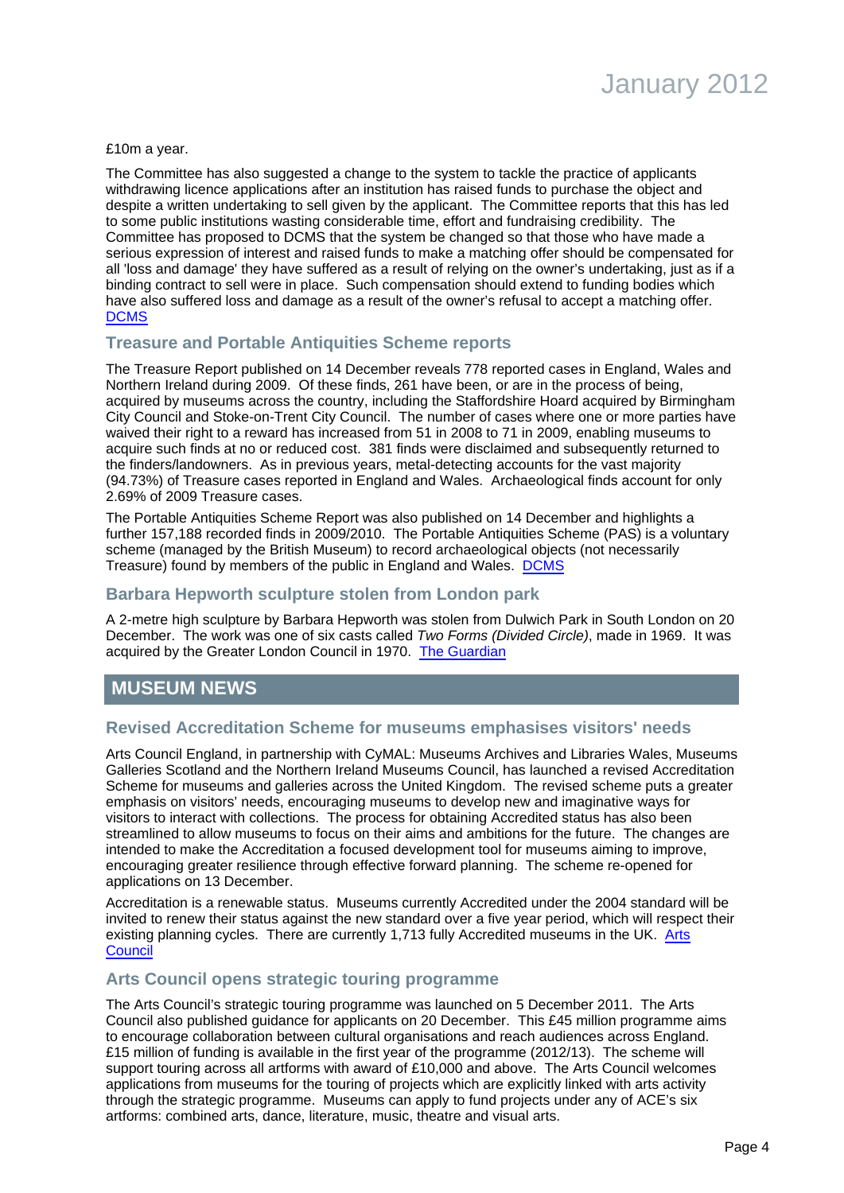£10m a year.

The Committee has also suggested a change to the system to tackle the practice of applicants withdrawing licence applications after an institution has raised funds to purchase the object and despite a written undertaking to sell given by the applicant. The Committee reports that this has led to some public institutions wasting considerable time, effort and fundraising credibility. The Committee has proposed to DCMS that the system be changed so that those who have made a serious expression of interest and raised funds to make a matching offer should be compensated for all 'loss and damage' they have suffered as a result of relying on the owner's undertaking, just as if a binding contract to sell were in place. Such compensation should extend to funding bodies which have also suffered loss and damage as a result of the owner's refusal to accept a matching offer. [DCMS](DCMS)

### Treasure and Portable Antiquities Scheme reports

The Treasure Report published on 14 December reveals 778 reported cases in England, Wales and Northern Ireland during 2009. Of these finds, 261 have been, or are in the process of being, acquired by museums across the country, including the Staffordshire Hoard acquired by Birmingham City Council and Stoke-on-Trent City Council. The number of cases where one or more parties have waived their right to a reward has increased from 51 in 2008 to 71 in 2009, enabling museums to acquire such finds at no or reduced cost. 381 finds were disclaimed and subsequently returned to the finders/landowners. As in previous years, metal-detecting accounts for the vast majority (94.73%) of Treasure cases reported in England and Wales. Archaeological finds account for only 2.69% of 2009 Treasure cases.

The Portable Antiquities Scheme Report was also published on 14 December and highlights a further 157,188 recorded finds in 2009/2010. The Portable Antiquities Scheme (PAS) is a voluntary scheme (managed by the British Museum) to record archaeological objects (not necessarily Treasure) found by members of the public in England and Wales. [DCMS](DCMS)

### Barbara Hepworth sculpture stolen from London park

A 2-metre high sculpture by Barbara Hepworth was stolen from Dulwich Park in South London on 20 December. The work was one of six casts called *Two Forms (Divided Circle)*, made in 1969. It was acquired by the Greater London Council in 1970. [The Guardian](The Guardian)

## MUSEUM NEWS

### Revised Accreditation Scheme for museums emphasises visitors' needs

Arts Council England, in partnership with CyMAL: Museums Archives and Libraries Wales, Museums Galleries Scotland and the Northern Ireland Museums Council, has launched a revised Accreditation Scheme for museums and galleries across the United Kingdom. The revised scheme puts a greater emphasis on visitors' needs, encouraging museums to develop new and imaginative ways for visitors to interact with collections. The process for obtaining Accredited status has also been streamlined to allow museums to focus on their aims and ambitions for the future. The changes are intended to make the Accreditation a focused development tool for museums aiming to improve, encouraging greater resilience through effective forward planning. The scheme re-opened for applications on 13 December.

Accreditation is a renewable status. Museums currently Accredited under the 2004 standard will be invited to renew their status against the new standard over a five year period, which will respect their existing planning cycles. There are currently 1,713 fully Accredited museums in the UK. [Arts Council](Arts Council)

### Arts Council opens strategic touring programme

The Arts Council's strategic touring programme was launched on 5 December 2011. The Arts Council also published guidance for applicants on 20 December. This £45 million programme aims to encourage collaboration between cultural organisations and reach audiences across England. £15 million of funding is available in the first year of the programme (2012/13). The scheme will support touring across all artforms with award of £10,000 and above. The Arts Council welcomes applications from museums for the touring of projects which are explicitly linked with arts activity through the strategic programme. Museums can apply to fund projects under any of ACE's six artforms: combined arts, dance, literature, music, theatre and visual arts.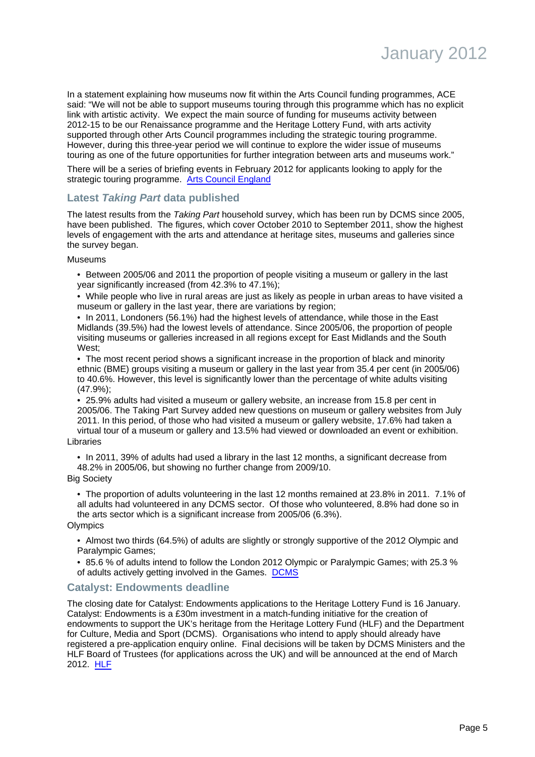In a statement explaining how museums now fit within the Arts Council funding programmes, ACE said: "We will not be able to support museums touring through this programme which has no explicit link with artistic activity. We expect the main source of funding for museums activity between 2012-15 to be our Renaissance programme and the Heritage Lottery Fund, with arts activity supported through other Arts Council programmes including the strategic touring programme. However, during this three-year period we will continue to explore the wider issue of museums touring as one of the future opportunities for further integration between arts and museums work."

There will be a series of briefing events in February 2012 for applicants looking to apply for the strategic touring programme. Arts Council England

### Latest *Taking Part* data published

The latest results from the *Taking Part* household survey, which has been run by DCMS since 2005, have been published. The figures, which cover October 2010 to September 2011, show the highest levels of engagement with the arts and attendance at heritage sites, museums and galleries since the survey began.

Museums

- Between 2005/06 and 2011 the proportion of people visiting a museum or gallery in the last year significantly increased (from 42.3% to 47.1%);
- While people who live in rural areas are just as likely as people in urban areas to have visited a museum or gallery in the last year, there are variations by region;
- In 2011, Londoners (56.1%) had the highest levels of attendance, while those in the East Midlands (39.5%) had the lowest levels of attendance. Since 2005/06, the proportion of people visiting museums or galleries increased in all regions except for East Midlands and the South West;
- The most recent period shows a significant increase in the proportion of black and minority ethnic (BME) groups visiting a museum or gallery in the last year from 35.4 per cent (in 2005/06) to 40.6%. However, this level is significantly lower than the percentage of white adults visiting (47.9%);
- 25.9% adults had visited a museum or gallery website, an increase from 15.8 per cent in 2005/06. The Taking Part Survey added new questions on museum or gallery websites from July 2011. In this period, of those who had visited a museum or gallery website, 17.6% had taken a virtual tour of a museum or gallery and 13.5% had viewed or downloaded an event or exhibition.

Libraries

- In 2011, 39% of adults had used a library in the last 12 months, a significant decrease from 48.2% in 2005/06, but showing no further change from 2009/10.

Big Society

- The proportion of adults volunteering in the last 12 months remained at 23.8% in 2011. 7.1% of all adults had volunteered in any DCMS sector. Of those who volunteered, 8.8% had done so in the arts sector which is a significant increase from 2005/06 (6.3%).

Olympics

- Almost two thirds (64.5%) of adults are slightly or strongly supportive of the 2012 Olympic and Paralympic Games;
- 85.6 % of adults intend to follow the London 2012 Olympic or Paralympic Games; with 25.3 % of adults actively getting involved in the Games. DCMS

### Catalyst: Endowments deadline

The closing date for Catalyst: Endowments applications to the Heritage Lottery Fund is 16 January. Catalyst: Endowments is a £30m investment in a match-funding initiative for the creation of endowments to support the UK's heritage from the Heritage Lottery Fund (HLF) and the Department for Culture, Media and Sport (DCMS). Organisations who intend to apply should already have registered a pre-application enquiry online. Final decisions will be taken by DCMS Ministers and the HLF Board of Trustees (for applications across the UK) and will be announced at the end of March 2012. HLF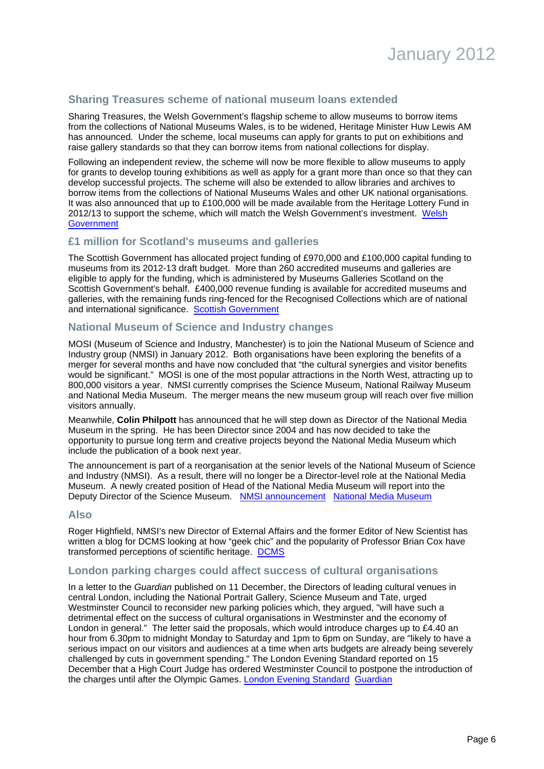## Sharing Treasures scheme of national museum loans extended

Sharing Treasures, the Welsh Government's flagship scheme to allow museums to borrow items from the collections of National Museums Wales, is to be widened, Heritage Minister Huw Lewis AM has announced. Under the scheme, local museums can apply for grants to put on exhibitions and raise gallery standards so that they can borrow items from national collections for display.

Following an independent review, the scheme will now be more flexible to allow museums to apply for grants to develop touring exhibitions as well as apply for a grant more than once so that they can develop successful projects. The scheme will also be extended to allow libraries and archives to borrow items from the collections of National Museums Wales and other UK national organisations. It was also announced that up to £100,000 will be made available from the Heritage Lottery Fund in 2012/13 to support the scheme, which will match the Welsh Government's investment. Welsh Government

## £1 million for Scotland's museums and galleries

The Scottish Government has allocated project funding of £970,000 and £100,000 capital funding to museums from its 2012-13 draft budget. More than 260 accredited museums and galleries are eligible to apply for the funding, which is administered by Museums Galleries Scotland on the Scottish Government's behalf. £400,000 revenue funding is available for accredited museums and galleries, with the remaining funds ring-fenced for the Recognised Collections which are of national and international significance. Scottish Government

## National Museum of Science and Industry changes

MOSI (Museum of Science and Industry, Manchester) is to join the National Museum of Science and Industry group (NMSI) in January 2012. Both organisations have been exploring the benefits of a merger for several months and have now concluded that "the cultural synergies and visitor benefits would be significant." MOSI is one of the most popular attractions in the North West, attracting up to 800,000 visitors a year. NMSI currently comprises the Science Museum, National Railway Museum and National Media Museum. The merger means the new museum group will reach over five million visitors annually.

Meanwhile, **Colin Philpott** has announced that he will step down as Director of the National Media Museum in the spring. He has been Director since 2004 and has now decided to take the opportunity to pursue long term and creative projects beyond the National Media Museum which include the publication of a book next year.

The announcement is part of a reorganisation at the senior levels of the National Museum of Science and Industry (NMSI). As a result, there will no longer be a Director-level role at the National Media Museum. A newly created position of Head of the National Media Museum will report into the Deputy Director of the Science Museum. NMSI announcement National Media Museum

## Also

Roger Highfield, NMSI's new Director of External Affairs and the former Editor of New Scientist has written a blog for DCMS looking at how "geek chic" and the popularity of Professor Brian Cox have transformed perceptions of scientific heritage. DCMS

## London parking charges could affect success of cultural organisations

In a letter to the *Guardian* published on 11 December, the Directors of leading cultural venues in central London, including the National Portrait Gallery, Science Museum and Tate, urged Westminster Council to reconsider new parking policies which, they argued, "will have such a detrimental effect on the success of cultural organisations in Westminster and the economy of London in general." The letter said the proposals, which would introduce charges up to £4.40 an hour from 6.30pm to midnight Monday to Saturday and 1pm to 6pm on Sunday, are "likely to have a serious impact on our visitors and audiences at a time when arts budgets are already being severely challenged by cuts in government spending." The London Evening Standard reported on 15 December that a High Court Judge has ordered Westminster Council to postpone the introduction of the charges until after the Olympic Games. London Evening Standard Guardian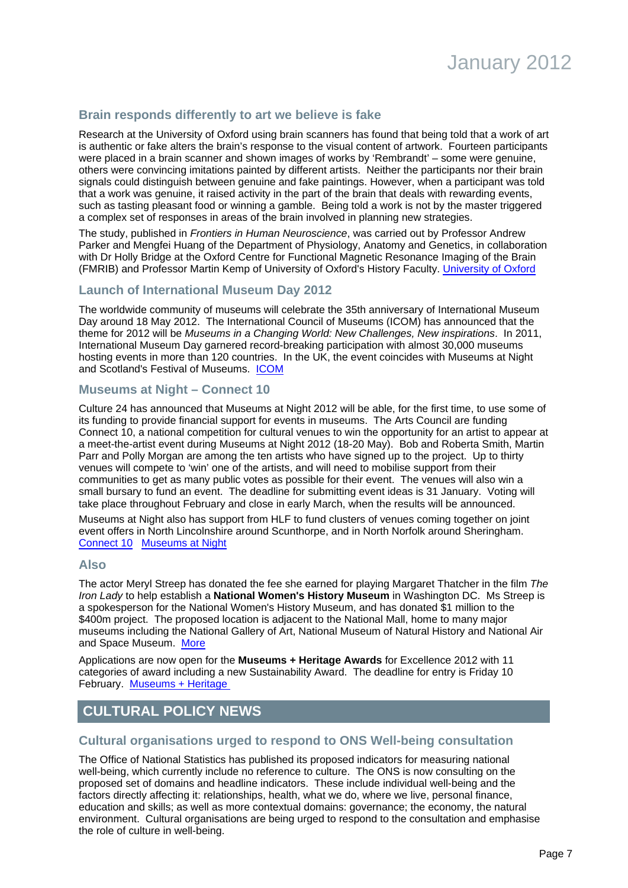### Brain responds differently to art we believe is fake

Research at the University of Oxford using brain scanners has found that being told that a work of art is authentic or fake alters the brain's response to the visual content of artwork. Fourteen participants were placed in a brain scanner and shown images of works by 'Rembrandt' – some were genuine, others were convincing imitations painted by different artists. Neither the participants nor their brain signals could distinguish between genuine and fake paintings. However, when a participant was told that a work was genuine, it raised activity in the part of the brain that deals with rewarding events, such as tasting pleasant food or winning a gamble. Being told a work is not by the master triggered a complex set of responses in areas of the brain involved in planning new strategies.

The study, published in *Frontiers in Human Neuroscience*, was carried out by Professor Andrew Parker and Mengfei Huang of the Department of Physiology, Anatomy and Genetics, in collaboration with Dr Holly Bridge at the Oxford Centre for Functional Magnetic Resonance Imaging of the Brain (FMRIB) and Professor Martin Kemp of University of Oxford's History Faculty. University of Oxford

### Launch of International Museum Day 2012

The worldwide community of museums will celebrate the 35th anniversary of International Museum Day around 18 May 2012. The International Council of Museums (ICOM) has announced that the theme for 2012 will be *Museums in a Changing World: New Challenges, New inspirations*. In 2011, International Museum Day garnered record-breaking participation with almost 30,000 museums hosting events in more than 120 countries. In the UK, the event coincides with Museums at Night and Scotland's Festival of Museums. ICOM

### Museums at Night – Connect 10

Culture 24 has announced that Museums at Night 2012 will be able, for the first time, to use some of its funding to provide financial support for events in museums. The Arts Council are funding Connect 10, a national competition for cultural venues to win the opportunity for an artist to appear at a meet-the-artist event during Museums at Night 2012 (18-20 May). Bob and Roberta Smith, Martin Parr and Polly Morgan are among the ten artists who have signed up to the project. Up to thirty venues will compete to 'win' one of the artists, and will need to mobilise support from their communities to get as many public votes as possible for their event. The venues will also win a small bursary to fund an event. The deadline for submitting event ideas is 31 January. Voting will take place throughout February and close in early March, when the results will be announced.

Museums at Night also has support from HLF to fund clusters of venues coming together on joint event offers in North Lincolnshire around Scunthorpe, and in North Norfolk around Sheringham. Connect 10 Museums at Night

### Also

The actor Meryl Streep has donated the fee she earned for playing Margaret Thatcher in the film *The Iron Lady* to help establish a **National Women's History Museum** in Washington DC. Ms Streep is a spokesperson for the National Women's History Museum, and has donated $1 million to the $400m project. The proposed location is adjacent to the National Mall, home to many major museums including the National Gallery of Art, National Museum of Natural History and National Air and Space Museum. More

Applications are now open for the **Museums + Heritage Awards** for Excellence 2012 with 11 categories of award including a new Sustainability Award. The deadline for entry is Friday 10 February. Museums + Heritage

## CULTURAL POLICY NEWS

### Cultural organisations urged to respond to ONS Well-being consultation

The Office of National Statistics has published its proposed indicators for measuring national well-being, which currently include no reference to culture. The ONS is now consulting on the proposed set of domains and headline indicators. These include individual well-being and the factors directly affecting it: relationships, health, what we do, where we live, personal finance, education and skills; as well as more contextual domains: governance; the economy, the natural environment. Cultural organisations are being urged to respond to the consultation and emphasise the role of culture in well-being.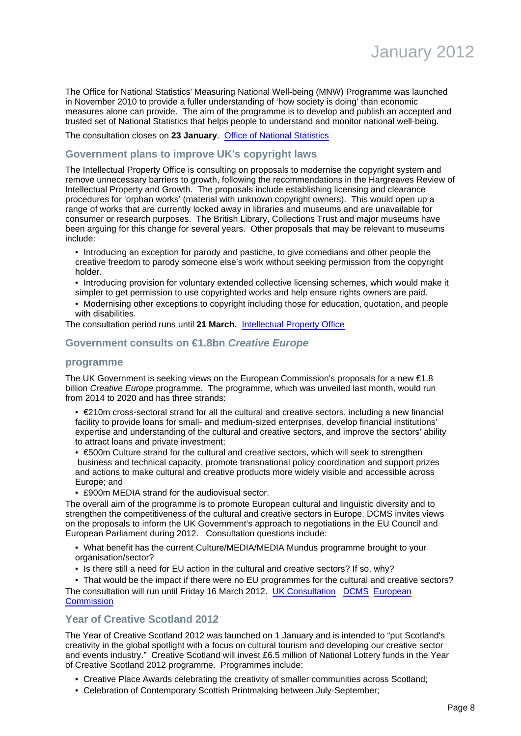The Office for National Statistics' Measuring National Well-being (MNW) Programme was launched in November 2010 to provide a fuller understanding of 'how society is doing' than economic measures alone can provide. The aim of the programme is to develop and publish an accepted and trusted set of National Statistics that helps people to understand and monitor national well-being.

The consultation closes on **23 January**. Office of National Statistics

### Government plans to improve UK's copyright laws

The Intellectual Property Office is consulting on proposals to modernise the copyright system and remove unnecessary barriers to growth, following the recommendations in the Hargreaves Review of Intellectual Property and Growth. The proposals include establishing licensing and clearance procedures for 'orphan works' (material with unknown copyright owners). This would open up a range of works that are currently locked away in libraries and museums and are unavailable for consumer or research purposes. The British Library, Collections Trust and major museums have been arguing for this change for several years. Other proposals that may be relevant to museums include:

- Introducing an exception for parody and pastiche, to give comedians and other people the creative freedom to parody someone else's work without seeking permission from the copyright holder.
- Introducing provision for voluntary extended collective licensing schemes, which would make it simpler to get permission to use copyrighted works and help ensure rights owners are paid.
- Modernising other exceptions to copyright including those for education, quotation, and people with disabilities.

The consultation period runs until **21 March.** Intellectual Property Office

### Government consults on €1.8bn *Creative Europe* programme

The UK Government is seeking views on the European Commission's proposals for a new €1.8 billion *Creative Europe* programme. The programme, which was unveiled last month, would run from 2014 to 2020 and has three strands:

- €210m cross-sectoral strand for all the cultural and creative sectors, including a new financial facility to provide loans for small- and medium-sized enterprises, develop financial institutions' expertise and understanding of the cultural and creative sectors, and improve the sectors' ability to attract loans and private investment;
- €500m Culture strand for the cultural and creative sectors, which will seek to strengthen business and technical capacity, promote transnational policy coordination and support prizes and actions to make cultural and creative products more widely visible and accessible across Europe; and
- £900m MEDIA strand for the audiovisual sector.

The overall aim of the programme is to promote European cultural and linguistic diversity and to strengthen the competitiveness of the cultural and creative sectors in Europe. DCMS invites views on the proposals to inform the UK Government's approach to negotiations in the EU Council and European Parliament during 2012. Consultation questions include:

- What benefit has the current Culture/MEDIA/MEDIA Mundus programme brought to your organisation/sector?
- Is there still a need for EU action in the cultural and creative sectors? If so, why?
- That would be the impact if there were no EU programmes for the cultural and creative sectors?

The consultation will run until Friday 16 March 2012. UK Consultation DCMS European Commission

### Year of Creative Scotland 2012

The Year of Creative Scotland 2012 was launched on 1 January and is intended to "put Scotland's creativity in the global spotlight with a focus on cultural tourism and developing our creative sector and events industry." Creative Scotland will invest £6.5 million of National Lottery funds in the Year of Creative Scotland 2012 programme. Programmes include:

- Creative Place Awards celebrating the creativity of smaller communities across Scotland;
- Celebration of Contemporary Scottish Printmaking between July-September;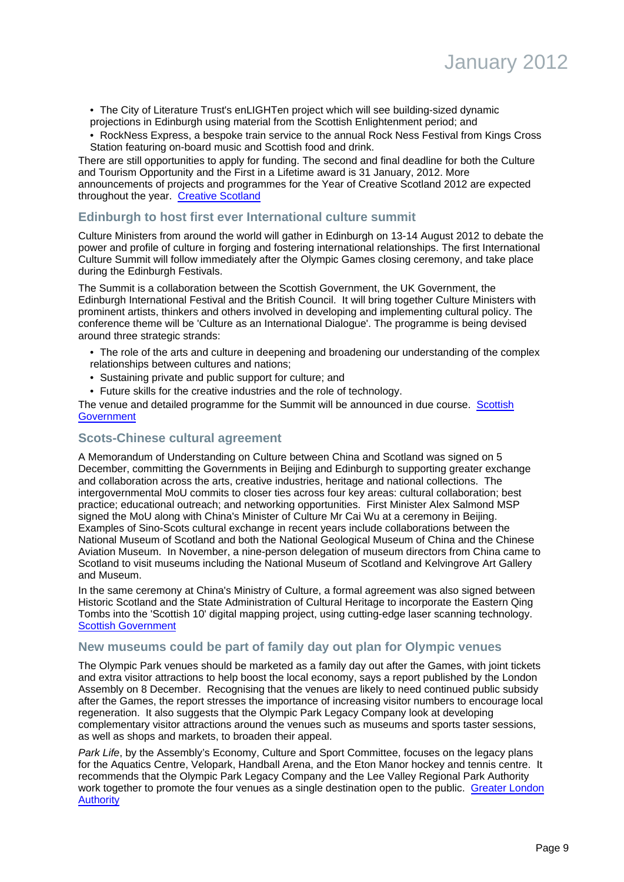- The City of Literature Trust's enLIGHTen project which will see building-sized dynamic projections in Edinburgh using material from the Scottish Enlightenment period; and
- RockNess Express, a bespoke train service to the annual Rock Ness Festival from Kings Cross Station featuring on-board music and Scottish food and drink.

There are still opportunities to apply for funding. The second and final deadline for both the Culture and Tourism Opportunity and the First in a Lifetime award is 31 January, 2012. More announcements of projects and programmes for the Year of Creative Scotland 2012 are expected throughout the year. Creative Scotland

### Edinburgh to host first ever International culture summit

Culture Ministers from around the world will gather in Edinburgh on 13-14 August 2012 to debate the power and profile of culture in forging and fostering international relationships. The first International Culture Summit will follow immediately after the Olympic Games closing ceremony, and take place during the Edinburgh Festivals.

The Summit is a collaboration between the Scottish Government, the UK Government, the Edinburgh International Festival and the British Council. It will bring together Culture Ministers with prominent artists, thinkers and others involved in developing and implementing cultural policy. The conference theme will be 'Culture as an International Dialogue'. The programme is being devised around three strategic strands:

- The role of the arts and culture in deepening and broadening our understanding of the complex relationships between cultures and nations;
- Sustaining private and public support for culture; and
- Future skills for the creative industries and the role of technology.

The venue and detailed programme for the Summit will be announced in due course. Scottish Government

### Scots-Chinese cultural agreement

A Memorandum of Understanding on Culture between China and Scotland was signed on 5 December, committing the Governments in Beijing and Edinburgh to supporting greater exchange and collaboration across the arts, creative industries, heritage and national collections. The intergovernmental MoU commits to closer ties across four key areas: cultural collaboration; best practice; educational outreach; and networking opportunities. First Minister Alex Salmond MSP signed the MoU along with China's Minister of Culture Mr Cai Wu at a ceremony in Beijing. Examples of Sino-Scots cultural exchange in recent years include collaborations between the National Museum of Scotland and both the National Geological Museum of China and the Chinese Aviation Museum. In November, a nine-person delegation of museum directors from China came to Scotland to visit museums including the National Museum of Scotland and Kelvingrove Art Gallery and Museum.

In the same ceremony at China's Ministry of Culture, a formal agreement was also signed between Historic Scotland and the State Administration of Cultural Heritage to incorporate the Eastern Qing Tombs into the 'Scottish 10' digital mapping project, using cutting-edge laser scanning technology. Scottish Government

### New museums could be part of family day out plan for Olympic venues

The Olympic Park venues should be marketed as a family day out after the Games, with joint tickets and extra visitor attractions to help boost the local economy, says a report published by the London Assembly on 8 December. Recognising that the venues are likely to need continued public subsidy after the Games, the report stresses the importance of increasing visitor numbers to encourage local regeneration. It also suggests that the Olympic Park Legacy Company look at developing complementary visitor attractions around the venues such as museums and sports taster sessions, as well as shops and markets, to broaden their appeal.

*Park Life*, by the Assembly's Economy, Culture and Sport Committee, focuses on the legacy plans for the Aquatics Centre, Velopark, Handball Arena, and the Eton Manor hockey and tennis centre. It recommends that the Olympic Park Legacy Company and the Lee Valley Regional Park Authority work together to promote the four venues as a single destination open to the public. Greater London Authority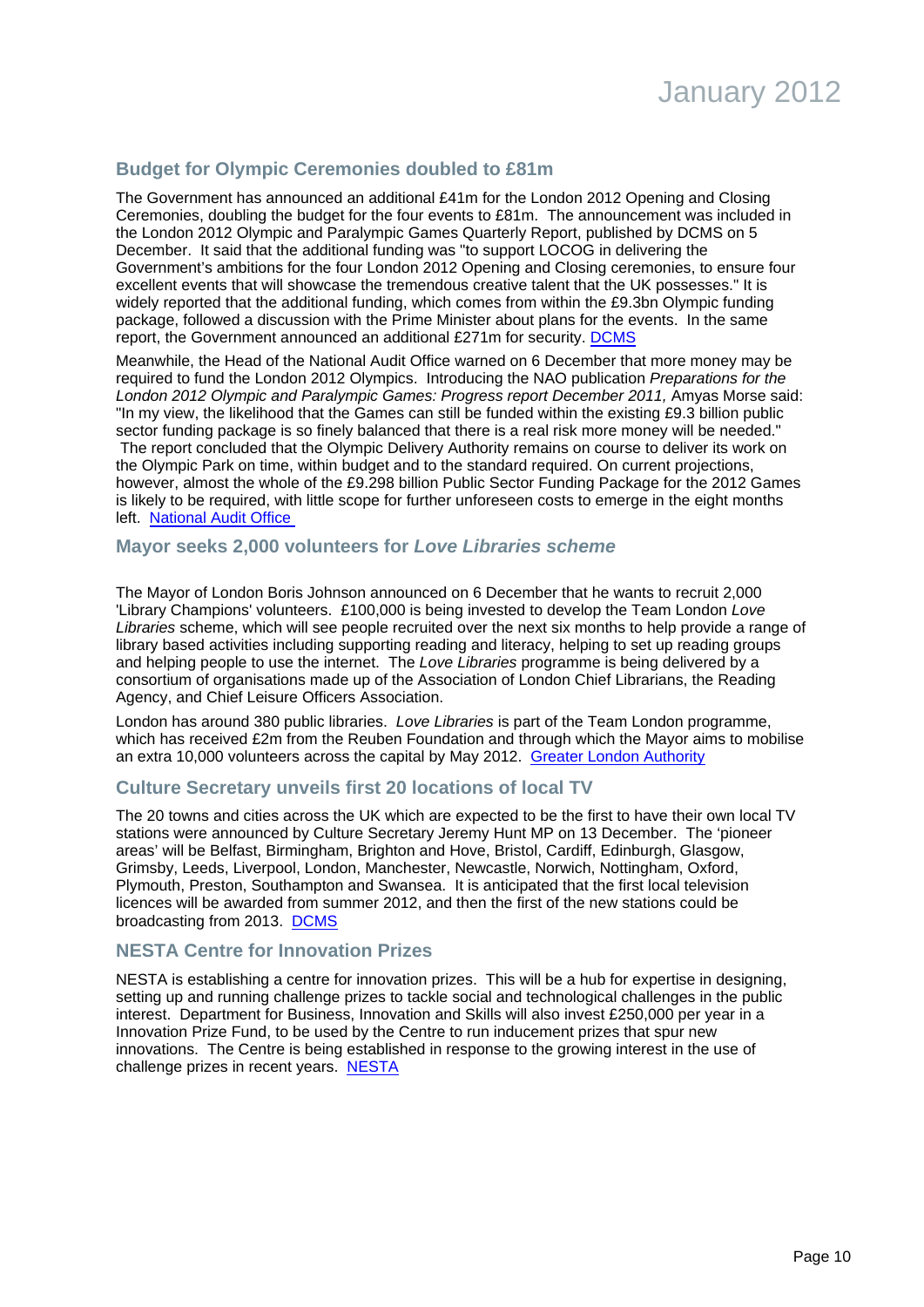## Budget for Olympic Ceremonies doubled to £81m

The Government has announced an additional £41m for the London 2012 Opening and Closing Ceremonies, doubling the budget for the four events to £81m. The announcement was included in the London 2012 Olympic and Paralympic Games Quarterly Report, published by DCMS on 5 December. It said that the additional funding was "to support LOCOG in delivering the Government's ambitions for the four London 2012 Opening and Closing ceremonies, to ensure four excellent events that will showcase the tremendous creative talent that the UK possesses." It is widely reported that the additional funding, which comes from within the £9.3bn Olympic funding package, followed a discussion with the Prime Minister about plans for the events. In the same report, the Government announced an additional £271m for security. [DCMS]

Meanwhile, the Head of the National Audit Office warned on 6 December that more money may be required to fund the London 2012 Olympics. Introducing the NAO publication *Preparations for the London 2012 Olympic and Paralympic Games: Progress report December 2011,* Amyas Morse said: "In my view, the likelihood that the Games can still be funded within the existing £9.3 billion public sector funding package is so finely balanced that there is a real risk more money will be needed." The report concluded that the Olympic Delivery Authority remains on course to deliver its work on the Olympic Park on time, within budget and to the standard required. On current projections, however, almost the whole of the £9.298 billion Public Sector Funding Package for the 2012 Games is likely to be required, with little scope for further unforeseen costs to emerge in the eight months left. [National Audit Office]

## Mayor seeks 2,000 volunteers for *Love Libraries scheme*

The Mayor of London Boris Johnson announced on 6 December that he wants to recruit 2,000 'Library Champions' volunteers. £100,000 is being invested to develop the Team London *Love Libraries* scheme, which will see people recruited over the next six months to help provide a range of library based activities including supporting reading and literacy, helping to set up reading groups and helping people to use the internet. The *Love Libraries* programme is being delivered by a consortium of organisations made up of the Association of London Chief Librarians, the Reading Agency, and Chief Leisure Officers Association.

London has around 380 public libraries. *Love Libraries* is part of the Team London programme, which has received £2m from the Reuben Foundation and through which the Mayor aims to mobilise an extra 10,000 volunteers across the capital by May 2012. [Greater London Authority]

## Culture Secretary unveils first 20 locations of local TV

The 20 towns and cities across the UK which are expected to be the first to have their own local TV stations were announced by Culture Secretary Jeremy Hunt MP on 13 December. The 'pioneer areas' will be Belfast, Birmingham, Brighton and Hove, Bristol, Cardiff, Edinburgh, Glasgow, Grimsby, Leeds, Liverpool, London, Manchester, Newcastle, Norwich, Nottingham, Oxford, Plymouth, Preston, Southampton and Swansea. It is anticipated that the first local television licences will be awarded from summer 2012, and then the first of the new stations could be broadcasting from 2013. [DCMS]

## NESTA Centre for Innovation Prizes

NESTA is establishing a centre for innovation prizes. This will be a hub for expertise in designing, setting up and running challenge prizes to tackle social and technological challenges in the public interest. Department for Business, Innovation and Skills will also invest £250,000 per year in a Innovation Prize Fund, to be used by the Centre to run inducement prizes that spur new innovations. The Centre is being established in response to the growing interest in the use of challenge prizes in recent years. [NESTA]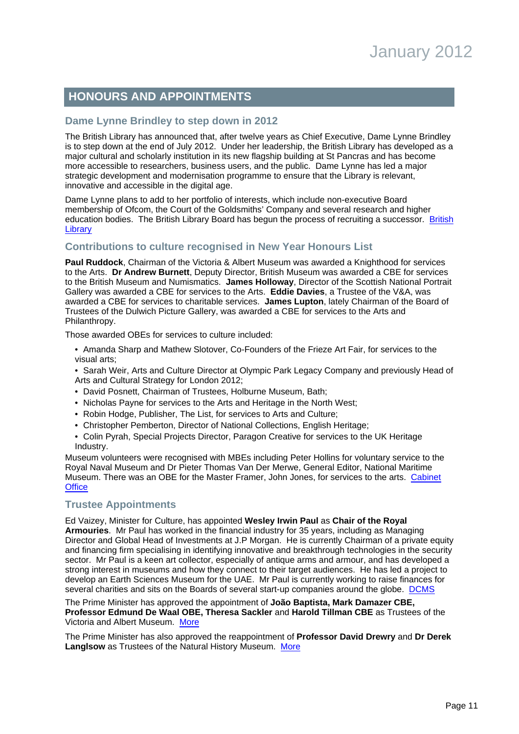## HONOURS AND APPOINTMENTS

### Dame Lynne Brindley to step down in 2012

The British Library has announced that, after twelve years as Chief Executive, Dame Lynne Brindley is to step down at the end of July 2012. Under her leadership, the British Library has developed as a major cultural and scholarly institution in its new flagship building at St Pancras and has become more accessible to researchers, business users, and the public. Dame Lynne has led a major strategic development and modernisation programme to ensure that the Library is relevant, innovative and accessible in the digital age.

Dame Lynne plans to add to her portfolio of interests, which include non-executive Board membership of Ofcom, the Court of the Goldsmiths' Company and several research and higher education bodies. The British Library Board has begun the process of recruiting a successor. British Library

### Contributions to culture recognised in New Year Honours List

**Paul Ruddock**, Chairman of the Victoria & Albert Museum was awarded a Knighthood for services to the Arts. **Dr Andrew Burnett**, Deputy Director, British Museum was awarded a CBE for services to the British Museum and Numismatics. **James Holloway**, Director of the Scottish National Portrait Gallery was awarded a CBE for services to the Arts. **Eddie Davies**, a Trustee of the V&A, was awarded a CBE for services to charitable services. **James Lupton**, lately Chairman of the Board of Trustees of the Dulwich Picture Gallery, was awarded a CBE for services to the Arts and Philanthropy.

Those awarded OBEs for services to culture included:

- Amanda Sharp and Mathew Slotover, Co-Founders of the Frieze Art Fair, for services to the visual arts;
- Sarah Weir, Arts and Culture Director at Olympic Park Legacy Company and previously Head of Arts and Cultural Strategy for London 2012;
- David Posnett, Chairman of Trustees, Holburne Museum, Bath;
- Nicholas Payne for services to the Arts and Heritage in the North West;
- Robin Hodge, Publisher, The List, for services to Arts and Culture;
- Christopher Pemberton, Director of National Collections, English Heritage;
- Colin Pyrah, Special Projects Director, Paragon Creative for services to the UK Heritage Industry.

Museum volunteers were recognised with MBEs including Peter Hollins for voluntary service to the Royal Naval Museum and Dr Pieter Thomas Van Der Merwe, General Editor, National Maritime Museum. There was an OBE for the Master Framer, John Jones, for services to the arts. Cabinet Office

### Trustee Appointments

Ed Vaizey, Minister for Culture, has appointed **Wesley Irwin Paul** as **Chair of the Royal Armouries**. Mr Paul has worked in the financial industry for 35 years, including as Managing Director and Global Head of Investments at J.P Morgan. He is currently Chairman of a private equity and financing firm specialising in identifying innovative and breakthrough technologies in the security sector. Mr Paul is a keen art collector, especially of antique arms and armour, and has developed a strong interest in museums and how they connect to their target audiences. He has led a project to develop an Earth Sciences Museum for the UAE. Mr Paul is currently working to raise finances for several charities and sits on the Boards of several start-up companies around the globe. DCMS

The Prime Minister has approved the appointment of **João Baptista, Mark Damazer CBE, Professor Edmund De Waal OBE, Theresa Sackler** and **Harold Tillman CBE** as Trustees of the Victoria and Albert Museum. More

The Prime Minister has also approved the reappointment of **Professor David Drewry** and **Dr Derek Langlsow** as Trustees of the Natural History Museum. More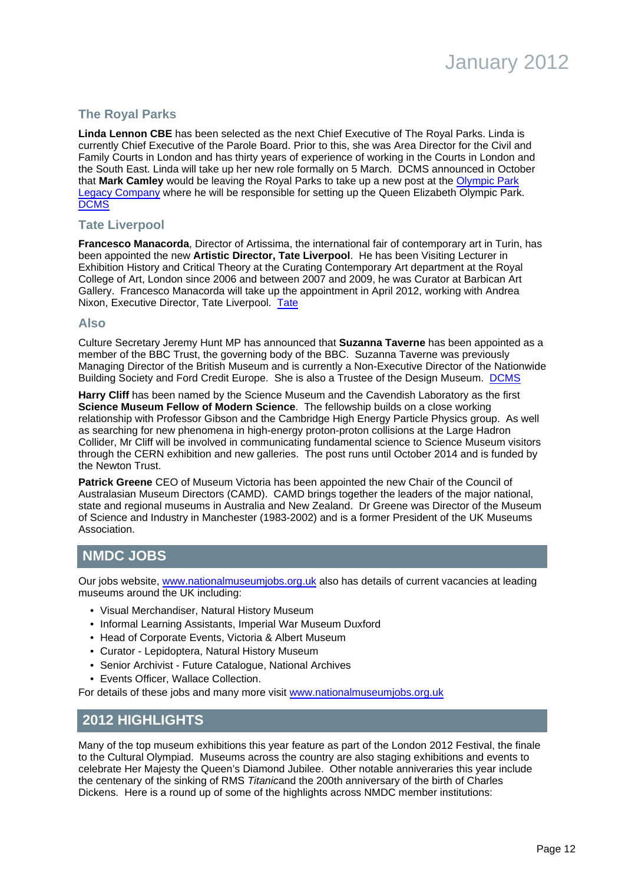### The Royal Parks

**Linda Lennon CBE** has been selected as the next Chief Executive of The Royal Parks. Linda is currently Chief Executive of the Parole Board. Prior to this, she was Area Director for the Civil and Family Courts in London and has thirty years of experience of working in the Courts in London and the South East. Linda will take up her new role formally on 5 March. DCMS announced in October that **Mark Camley** would be leaving the Royal Parks to take up a new post at the Olympic Park Legacy Company where he will be responsible for setting up the Queen Elizabeth Olympic Park. DCMS

### Tate Liverpool

**Francesco Manacorda**, Director of Artissima, the international fair of contemporary art in Turin, has been appointed the new **Artistic Director, Tate Liverpool**. He has been Visiting Lecturer in Exhibition History and Critical Theory at the Curating Contemporary Art department at the Royal College of Art, London since 2006 and between 2007 and 2009, he was Curator at Barbican Art Gallery. Francesco Manacorda will take up the appointment in April 2012, working with Andrea Nixon, Executive Director, Tate Liverpool. Tate

### Also

Culture Secretary Jeremy Hunt MP has announced that **Suzanna Taverne** has been appointed as a member of the BBC Trust, the governing body of the BBC. Suzanna Taverne was previously Managing Director of the British Museum and is currently a Non-Executive Director of the Nationwide Building Society and Ford Credit Europe. She is also a Trustee of the Design Museum. DCMS

**Harry Cliff** has been named by the Science Museum and the Cavendish Laboratory as the first **Science Museum Fellow of Modern Science**. The fellowship builds on a close working relationship with Professor Gibson and the Cambridge High Energy Particle Physics group. As well as searching for new phenomena in high-energy proton-proton collisions at the Large Hadron Collider, Mr Cliff will be involved in communicating fundamental science to Science Museum visitors through the CERN exhibition and new galleries. The post runs until October 2014 and is funded by the Newton Trust.

**Patrick Greene** CEO of Museum Victoria has been appointed the new Chair of the Council of Australasian Museum Directors (CAMD). CAMD brings together the leaders of the major national, state and regional museums in Australia and New Zealand. Dr Greene was Director of the Museum of Science and Industry in Manchester (1983-2002) and is a former President of the UK Museums Association.

## NMDC JOBS

Our jobs website, www.nationalmuseumjobs.org.uk also has details of current vacancies at leading museums around the UK including:

- Visual Merchandiser, Natural History Museum
- Informal Learning Assistants, Imperial War Museum Duxford
- Head of Corporate Events, Victoria & Albert Museum
- Curator - Lepidoptera, Natural History Museum
- Senior Archivist - Future Catalogue, National Archives
- Events Officer, Wallace Collection.

For details of these jobs and many more visit www.nationalmuseumjobs.org.uk

## 2012 HIGHLIGHTS

Many of the top museum exhibitions this year feature as part of the London 2012 Festival, the finale to the Cultural Olympiad. Museums across the country are also staging exhibitions and events to celebrate Her Majesty the Queen's Diamond Jubilee. Other notable anniveraries this year include the centenary of the sinking of RMS *Titanic*and the 200th anniversary of the birth of Charles Dickens. Here is a round up of some of the highlights across NMDC member institutions: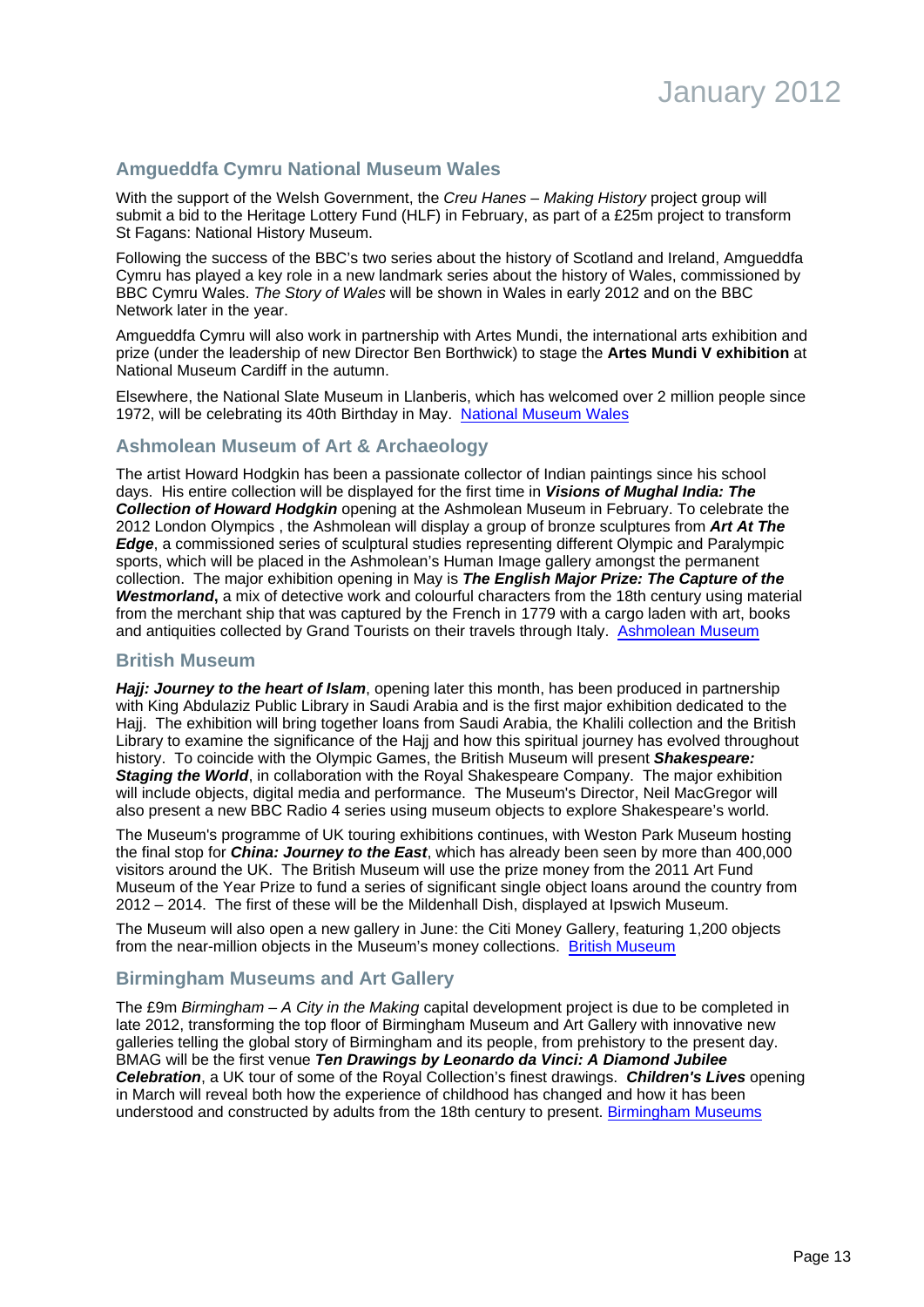## Amgueddfa Cymru National Museum Wales

With the support of the Welsh Government, the *Creu Hanes – Making History* project group will submit a bid to the Heritage Lottery Fund (HLF) in February, as part of a £25m project to transform St Fagans: National History Museum.

Following the success of the BBC's two series about the history of Scotland and Ireland, Amgueddfa Cymru has played a key role in a new landmark series about the history of Wales, commissioned by BBC Cymru Wales. *The Story of Wales* will be shown in Wales in early 2012 and on the BBC Network later in the year.

Amgueddfa Cymru will also work in partnership with Artes Mundi, the international arts exhibition and prize (under the leadership of new Director Ben Borthwick) to stage the **Artes Mundi V exhibition** at National Museum Cardiff in the autumn.

Elsewhere, the National Slate Museum in Llanberis, which has welcomed over 2 million people since 1972, will be celebrating its 40th Birthday in May. National Museum Wales

## Ashmolean Museum of Art & Archaeology

The artist Howard Hodgkin has been a passionate collector of Indian paintings since his school days. His entire collection will be displayed for the first time in ***Visions of Mughal India: The Collection of Howard Hodgkin*** opening at the Ashmolean Museum in February. To celebrate the 2012 London Olympics , the Ashmolean will display a group of bronze sculptures from ***Art At The Edge***, a commissioned series of sculptural studies representing different Olympic and Paralympic sports, which will be placed in the Ashmolean's Human Image gallery amongst the permanent collection. The major exhibition opening in May is ***The English Major Prize: The Capture of the Westmorland*****,** a mix of detective work and colourful characters from the 18th century using material from the merchant ship that was captured by the French in 1779 with a cargo laden with art, books and antiquities collected by Grand Tourists on their travels through Italy. Ashmolean Museum

## British Museum

***Hajj: Journey to the heart of Islam***, opening later this month, has been produced in partnership with King Abdulaziz Public Library in Saudi Arabia and is the first major exhibition dedicated to the Hajj. The exhibition will bring together loans from Saudi Arabia, the Khalili collection and the British Library to examine the significance of the Hajj and how this spiritual journey has evolved throughout history. To coincide with the Olympic Games, the British Museum will present ***Shakespeare: Staging the World***, in collaboration with the Royal Shakespeare Company. The major exhibition will include objects, digital media and performance. The Museum's Director, Neil MacGregor will also present a new BBC Radio 4 series using museum objects to explore Shakespeare's world.

The Museum's programme of UK touring exhibitions continues, with Weston Park Museum hosting the final stop for ***China: Journey to the East***, which has already been seen by more than 400,000 visitors around the UK. The British Museum will use the prize money from the 2011 Art Fund Museum of the Year Prize to fund a series of significant single object loans around the country from 2012 – 2014. The first of these will be the Mildenhall Dish, displayed at Ipswich Museum.

The Museum will also open a new gallery in June: the Citi Money Gallery, featuring 1,200 objects from the near-million objects in the Museum's money collections. British Museum

## Birmingham Museums and Art Gallery

The £9m *Birmingham – A City in the Making* capital development project is due to be completed in late 2012, transforming the top floor of Birmingham Museum and Art Gallery with innovative new galleries telling the global story of Birmingham and its people, from prehistory to the present day. BMAG will be the first venue ***Ten Drawings by Leonardo da Vinci: A Diamond Jubilee Celebration***, a UK tour of some of the Royal Collection's finest drawings. ***Children's Lives*** opening in March will reveal both how the experience of childhood has changed and how it has been understood and constructed by adults from the 18th century to present. Birmingham Museums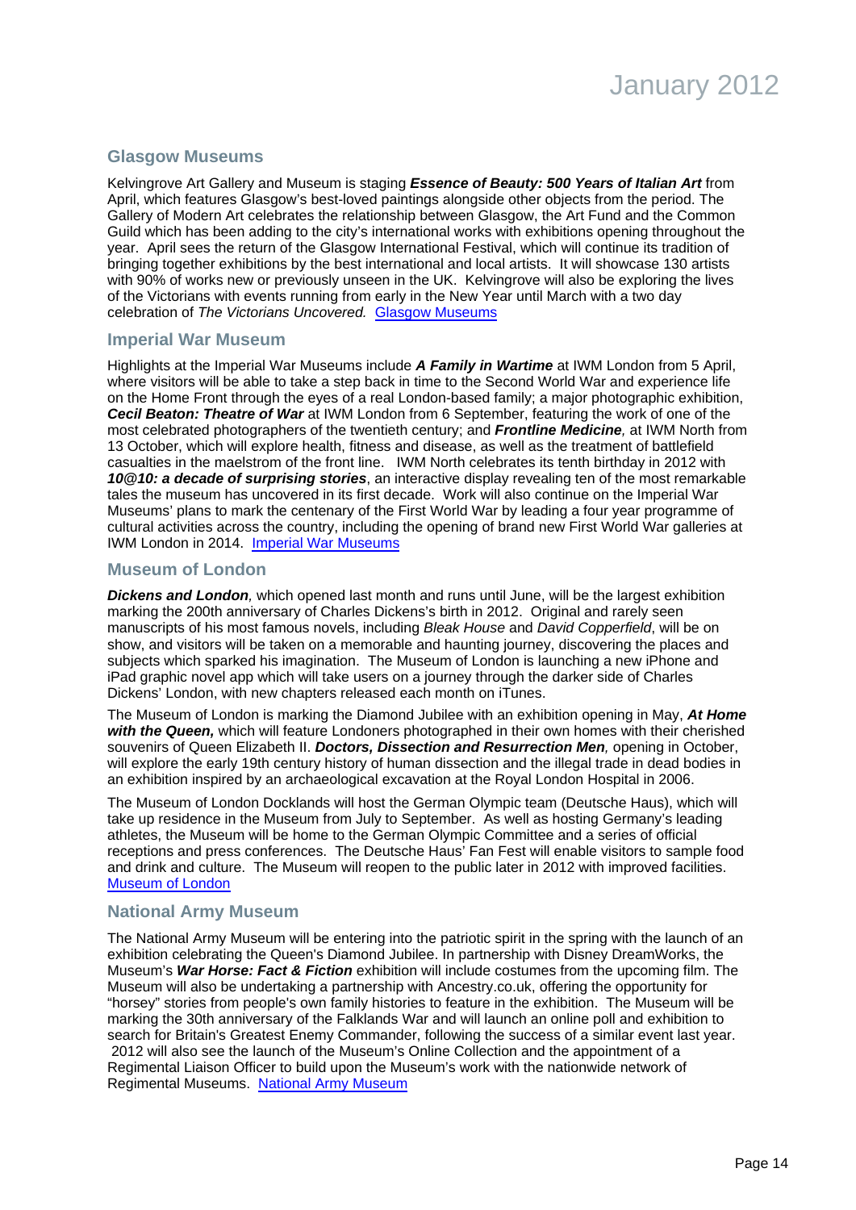## Glasgow Museums

Kelvingrove Art Gallery and Museum is staging ***Essence of Beauty: 500 Years of Italian Art*** from April, which features Glasgow's best-loved paintings alongside other objects from the period. The Gallery of Modern Art celebrates the relationship between Glasgow, the Art Fund and the Common Guild which has been adding to the city's international works with exhibitions opening throughout the year. April sees the return of the Glasgow International Festival, which will continue its tradition of bringing together exhibitions by the best international and local artists. It will showcase 130 artists with 90% of works new or previously unseen in the UK. Kelvingrove will also be exploring the lives of the Victorians with events running from early in the New Year until March with a two day celebration of *The Victorians Uncovered.* [Glasgow Museums]

## Imperial War Museum

Highlights at the Imperial War Museums include ***A Family in Wartime*** at IWM London from 5 April, where visitors will be able to take a step back in time to the Second World War and experience life on the Home Front through the eyes of a real London-based family; a major photographic exhibition, ***Cecil Beaton: Theatre of War*** at IWM London from 6 September, featuring the work of one of the most celebrated photographers of the twentieth century; and ***Frontline Medicine**,* at IWM North from 13 October, which will explore health, fitness and disease, as well as the treatment of battlefield casualties in the maelstrom of the front line. IWM North celebrates its tenth birthday in 2012 with ***10@10: a decade of surprising stories***, an interactive display revealing ten of the most remarkable tales the museum has uncovered in its first decade. Work will also continue on the Imperial War Museums' plans to mark the centenary of the First World War by leading a four year programme of cultural activities across the country, including the opening of brand new First World War galleries at IWM London in 2014. [Imperial War Museums]

## Museum of London

***Dickens and London**,* which opened last month and runs until June, will be the largest exhibition marking the 200th anniversary of Charles Dickens's birth in 2012. Original and rarely seen manuscripts of his most famous novels, including *Bleak House* and *David Copperfield*, will be on show, and visitors will be taken on a memorable and haunting journey, discovering the places and subjects which sparked his imagination. The Museum of London is launching a new iPhone and iPad graphic novel app which will take users on a journey through the darker side of Charles Dickens' London, with new chapters released each month on iTunes.

The Museum of London is marking the Diamond Jubilee with an exhibition opening in May, ***At Home with the Queen,*** which will feature Londoners photographed in their own homes with their cherished souvenirs of Queen Elizabeth II. ***Doctors, Dissection and Resurrection Men**,* opening in October, will explore the early 19th century history of human dissection and the illegal trade in dead bodies in an exhibition inspired by an archaeological excavation at the Royal London Hospital in 2006.

The Museum of London Docklands will host the German Olympic team (Deutsche Haus), which will take up residence in the Museum from July to September. As well as hosting Germany's leading athletes, the Museum will be home to the German Olympic Committee and a series of official receptions and press conferences. The Deutsche Haus' Fan Fest will enable visitors to sample food and drink and culture. The Museum will reopen to the public later in 2012 with improved facilities. [Museum of London]

## National Army Museum

The National Army Museum will be entering into the patriotic spirit in the spring with the launch of an exhibition celebrating the Queen's Diamond Jubilee. In partnership with Disney DreamWorks, the Museum's ***War Horse: Fact & Fiction*** exhibition will include costumes from the upcoming film. The Museum will also be undertaking a partnership with Ancestry.co.uk, offering the opportunity for "horsey" stories from people's own family histories to feature in the exhibition. The Museum will be marking the 30th anniversary of the Falklands War and will launch an online poll and exhibition to search for Britain's Greatest Enemy Commander, following the success of a similar event last year. 2012 will also see the launch of the Museum's Online Collection and the appointment of a Regimental Liaison Officer to build upon the Museum's work with the nationwide network of Regimental Museums. [National Army Museum]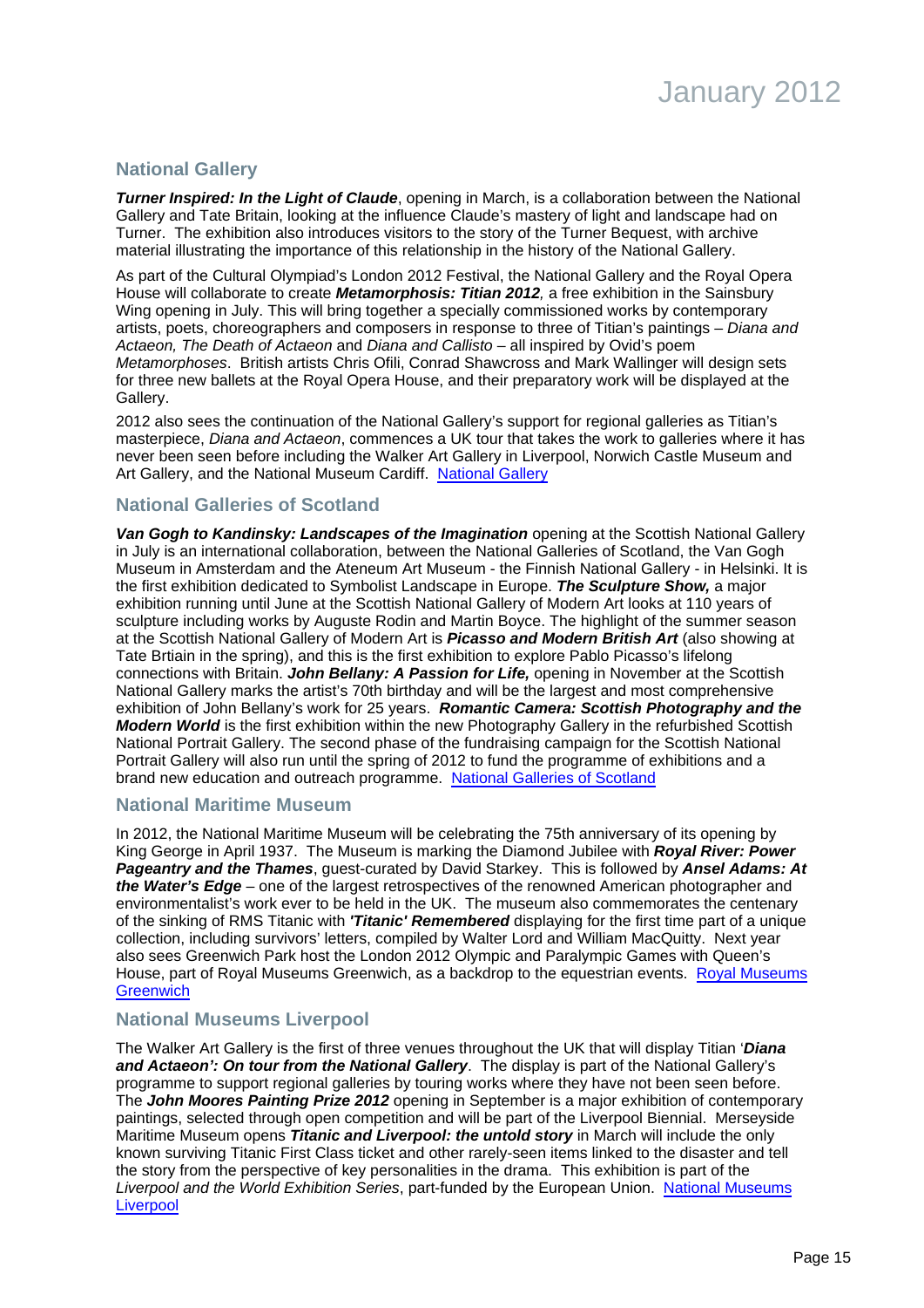## National Gallery

***Turner Inspired: In the Light of Claude***, opening in March, is a collaboration between the National Gallery and Tate Britain, looking at the influence Claude's mastery of light and landscape had on Turner. The exhibition also introduces visitors to the story of the Turner Bequest, with archive material illustrating the importance of this relationship in the history of the National Gallery.

As part of the Cultural Olympiad's London 2012 Festival, the National Gallery and the Royal Opera House will collaborate to create ***Metamorphosis: Titian 2012****,* a free exhibition in the Sainsbury Wing opening in July. This will bring together a specially commissioned works by contemporary artists, poets, choreographers and composers in response to three of Titian's paintings – *Diana and Actaeon, The Death of Actaeon* and *Diana and Callisto* – all inspired by Ovid's poem *Metamorphoses*. British artists Chris Ofili, Conrad Shawcross and Mark Wallinger will design sets for three new ballets at the Royal Opera House, and their preparatory work will be displayed at the Gallery.

2012 also sees the continuation of the National Gallery's support for regional galleries as Titian's masterpiece, *Diana and Actaeon*, commences a UK tour that takes the work to galleries where it has never been seen before including the Walker Art Gallery in Liverpool, Norwich Castle Museum and Art Gallery, and the National Museum Cardiff. National Gallery

## National Galleries of Scotland

***Van Gogh to Kandinsky: Landscapes of the Imagination*** opening at the Scottish National Gallery in July is an international collaboration, between the National Galleries of Scotland, the Van Gogh Museum in Amsterdam and the Ateneum Art Museum - the Finnish National Gallery - in Helsinki. It is the first exhibition dedicated to Symbolist Landscape in Europe. ***The Sculpture Show,*** a major exhibition running until June at the Scottish National Gallery of Modern Art looks at 110 years of sculpture including works by Auguste Rodin and Martin Boyce. The highlight of the summer season at the Scottish National Gallery of Modern Art is ***Picasso and Modern British Art*** (also showing at Tate Brtiain in the spring), and this is the first exhibition to explore Pablo Picasso's lifelong connections with Britain. ***John Bellany: A Passion for Life,*** opening in November at the Scottish National Gallery marks the artist's 70th birthday and will be the largest and most comprehensive exhibition of John Bellany's work for 25 years. ***Romantic Camera: Scottish Photography and the Modern World*** is the first exhibition within the new Photography Gallery in the refurbished Scottish National Portrait Gallery. The second phase of the fundraising campaign for the Scottish National Portrait Gallery will also run until the spring of 2012 to fund the programme of exhibitions and a brand new education and outreach programme. National Galleries of Scotland

## National Maritime Museum

In 2012, the National Maritime Museum will be celebrating the 75th anniversary of its opening by King George in April 1937. The Museum is marking the Diamond Jubilee with ***Royal River: Power Pageantry and the Thames***, guest-curated by David Starkey. This is followed by ***Ansel Adams: At the Water's Edge*** – one of the largest retrospectives of the renowned American photographer and environmentalist's work ever to be held in the UK. The museum also commemorates the centenary of the sinking of RMS Titanic with ***'Titanic' Remembered*** displaying for the first time part of a unique collection, including survivors' letters, compiled by Walter Lord and William MacQuitty. Next year also sees Greenwich Park host the London 2012 Olympic and Paralympic Games with Queen's House, part of Royal Museums Greenwich, as a backdrop to the equestrian events. Royal Museums Greenwich

## National Museums Liverpool

The Walker Art Gallery is the first of three venues throughout the UK that will display Titian '***Diana and Actaeon': On tour from the National Gallery***. The display is part of the National Gallery's programme to support regional galleries by touring works where they have not been seen before. The ***John Moores Painting Prize 2012*** opening in September is a major exhibition of contemporary paintings, selected through open competition and will be part of the Liverpool Biennial. Merseyside Maritime Museum opens ***Titanic and Liverpool: the untold story*** in March will include the only known surviving Titanic First Class ticket and other rarely-seen items linked to the disaster and tell the story from the perspective of key personalities in the drama. This exhibition is part of the *Liverpool and the World Exhibition Series*, part-funded by the European Union. National Museums Liverpool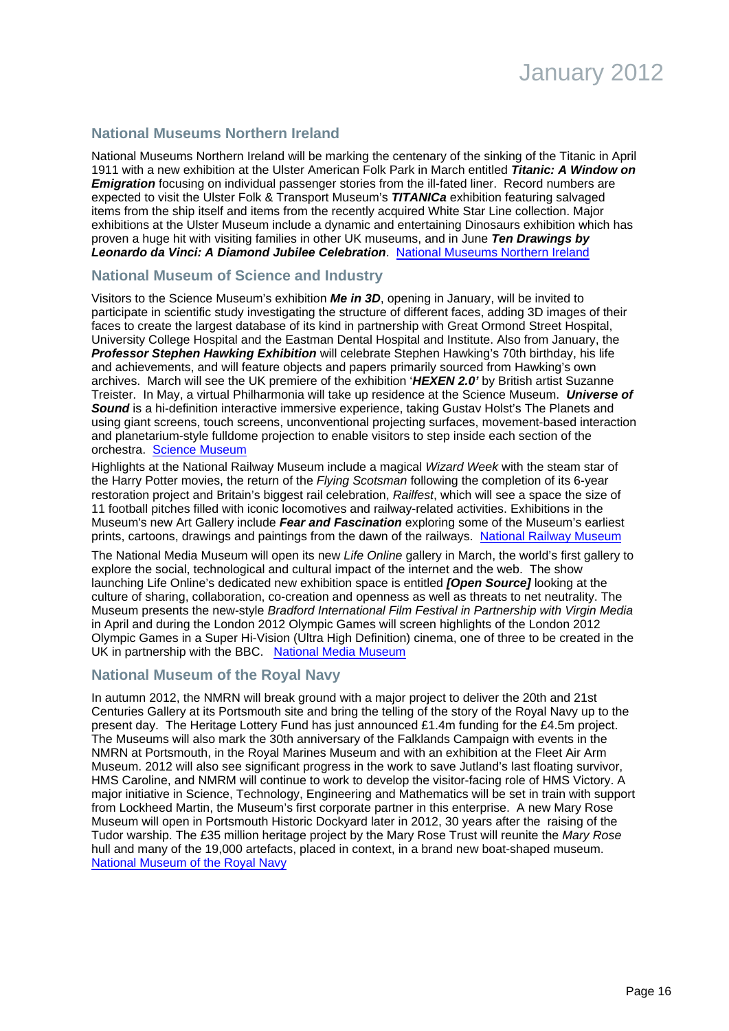## National Museums Northern Ireland

National Museums Northern Ireland will be marking the centenary of the sinking of the Titanic in April 1911 with a new exhibition at the Ulster American Folk Park in March entitled ***Titanic: A Window on Emigration*** focusing on individual passenger stories from the ill-fated liner. Record numbers are expected to visit the Ulster Folk & Transport Museum's ***TITANICa*** exhibition featuring salvaged items from the ship itself and items from the recently acquired White Star Line collection. Major exhibitions at the Ulster Museum include a dynamic and entertaining Dinosaurs exhibition which has proven a huge hit with visiting families in other UK museums, and in June ***Ten Drawings by Leonardo da Vinci: A Diamond Jubilee Celebration***. [National Museums Northern Ireland]

## National Museum of Science and Industry

Visitors to the Science Museum's exhibition ***Me in 3D***, opening in January, will be invited to participate in scientific study investigating the structure of different faces, adding 3D images of their faces to create the largest database of its kind in partnership with Great Ormond Street Hospital, University College Hospital and the Eastman Dental Hospital and Institute. Also from January, the ***Professor Stephen Hawking Exhibition*** will celebrate Stephen Hawking's 70th birthday, his life and achievements, and will feature objects and papers primarily sourced from Hawking's own archives. March will see the UK premiere of the exhibition '***HEXEN 2.0'*** by British artist Suzanne Treister. In May, a virtual Philharmonia will take up residence at the Science Museum. ***Universe of Sound*** is a hi-definition interactive immersive experience, taking Gustav Holst's The Planets and using giant screens, touch screens, unconventional projecting surfaces, movement-based interaction and planetarium-style fulldome projection to enable visitors to step inside each section of the orchestra. [Science Museum]

Highlights at the National Railway Museum include a magical *Wizard Week* with the steam star of the Harry Potter movies, the return of the *Flying Scotsman* following the completion of its 6-year restoration project and Britain's biggest rail celebration, *Railfest*, which will see a space the size of 11 football pitches filled with iconic locomotives and railway-related activities. Exhibitions in the Museum's new Art Gallery include ***Fear and Fascination*** exploring some of the Museum's earliest prints, cartoons, drawings and paintings from the dawn of the railways. [National Railway Museum]

The National Media Museum will open its new *Life Online* gallery in March, the world's first gallery to explore the social, technological and cultural impact of the internet and the web. The show launching Life Online's dedicated new exhibition space is entitled ***[Open Source]*** looking at the culture of sharing, collaboration, co-creation and openness as well as threats to net neutrality. The Museum presents the new-style *Bradford International Film Festival in Partnership with Virgin Media* in April and during the London 2012 Olympic Games will screen highlights of the London 2012 Olympic Games in a Super Hi-Vision (Ultra High Definition) cinema, one of three to be created in the UK in partnership with the BBC. [National Media Museum]

## National Museum of the Royal Navy

In autumn 2012, the NMRN will break ground with a major project to deliver the 20th and 21st Centuries Gallery at its Portsmouth site and bring the telling of the story of the Royal Navy up to the present day. The Heritage Lottery Fund has just announced £1.4m funding for the £4.5m project. The Museums will also mark the 30th anniversary of the Falklands Campaign with events in the NMRN at Portsmouth, in the Royal Marines Museum and with an exhibition at the Fleet Air Arm Museum. 2012 will also see significant progress in the work to save Jutland's last floating survivor, HMS Caroline, and NMRM will continue to work to develop the visitor-facing role of HMS Victory. A major initiative in Science, Technology, Engineering and Mathematics will be set in train with support from Lockheed Martin, the Museum's first corporate partner in this enterprise. A new Mary Rose Museum will open in Portsmouth Historic Dockyard later in 2012, 30 years after the raising of the Tudor warship. The £35 million heritage project by the Mary Rose Trust will reunite the *Mary Rose* hull and many of the 19,000 artefacts, placed in context, in a brand new boat-shaped museum. [National Museum of the Royal Navy]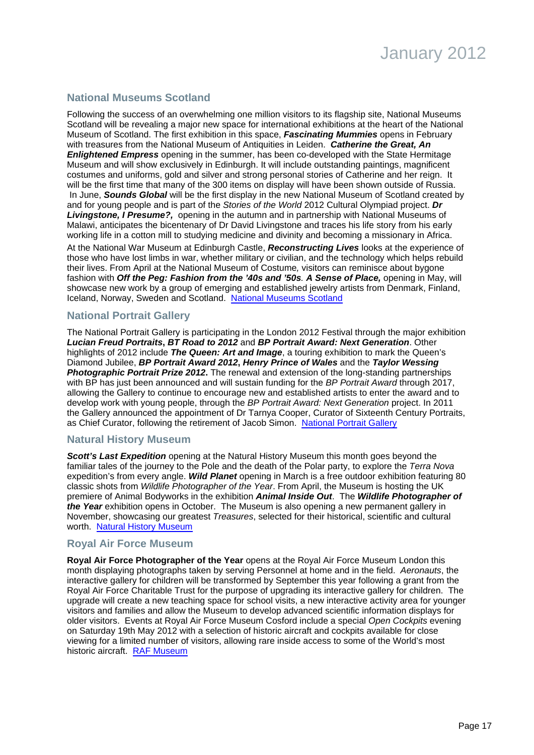## National Museums Scotland

Following the success of an overwhelming one million visitors to its flagship site, National Museums Scotland will be revealing a major new space for international exhibitions at the heart of the National Museum of Scotland. The first exhibition in this space, ***Fascinating Mummies*** opens in February with treasures from the National Museum of Antiquities in Leiden. ***Catherine the Great, An Enlightened Empress*** opening in the summer, has been co-developed with the State Hermitage Museum and will show exclusively in Edinburgh. It will include outstanding paintings, magnificent costumes and uniforms, gold and silver and strong personal stories of Catherine and her reign. It will be the first time that many of the 300 items on display will have been shown outside of Russia. In June, ***Sounds Global*** will be the first display in the new National Museum of Scotland created by and for young people and is part of the *Stories of the World* 2012 Cultural Olympiad project. ***Dr Livingstone, I Presume?,*** opening in the autumn and in partnership with National Museums of Malawi, anticipates the bicentenary of Dr David Livingstone and traces his life story from his early working life in a cotton mill to studying medicine and divinity and becoming a missionary in Africa.

At the National War Museum at Edinburgh Castle, ***Reconstructing Lives*** looks at the experience of those who have lost limbs in war, whether military or civilian, and the technology which helps rebuild their lives. From April at the National Museum of Costume*,* visitors can reminisce about bygone fashion with ***Off the Peg: Fashion from the '40s and '50s***. ***A Sense of Place,*** opening in May, will showcase new work by a group of emerging and established jewelry artists from Denmark, Finland, Iceland, Norway, Sweden and Scotland. National Museums Scotland

## National Portrait Gallery

The National Portrait Gallery is participating in the London 2012 Festival through the major exhibition ***Lucian Freud Portraits*****,** ***BT Road to 2012*** and ***BP Portrait Award: Next Generation***. Other highlights of 2012 include ***The Queen: Art and Image***, a touring exhibition to mark the Queen's Diamond Jubilee, ***BP Portrait Award 2012*****,** ***Henry Prince of Wales*** and the ***Taylor Wessing Photographic Portrait Prize 2012*****.** The renewal and extension of the long-standing partnerships with BP has just been announced and will sustain funding for the *BP Portrait Award* through 2017, allowing the Gallery to continue to encourage new and established artists to enter the award and to develop work with young people, through the *BP Portrait Award: Next Generation* project. In 2011 the Gallery announced the appointment of Dr Tarnya Cooper, Curator of Sixteenth Century Portraits, as Chief Curator, following the retirement of Jacob Simon. National Portrait Gallery

## Natural History Museum

***Scott's Last Expedition*** opening at the Natural History Museum this month goes beyond the familiar tales of the journey to the Pole and the death of the Polar party, to explore the *Terra Nova* expedition's from every angle. ***Wild Planet*** opening in March is a free outdoor exhibition featuring 80 classic shots from *Wildlife Photographer of the Year*. From April, the Museum is hosting the UK premiere of Animal Bodyworks in the exhibition ***Animal Inside Out***. The ***Wildlife Photographer of the Year*** exhibition opens in October. The Museum is also opening a new permanent gallery in November, showcasing our greatest *Treasures*, selected for their historical, scientific and cultural worth. Natural History Museum

## Royal Air Force Museum

**Royal Air Force Photographer of the Year** opens at the Royal Air Force Museum London this month displaying photographs taken by serving Personnel at home and in the field. *Aeronauts*, the interactive gallery for children will be transformed by September this year following a grant from the Royal Air Force Charitable Trust for the purpose of upgrading its interactive gallery for children. The upgrade will create a new teaching space for school visits, a new interactive activity area for younger visitors and families and allow the Museum to develop advanced scientific information displays for older visitors. Events at Royal Air Force Museum Cosford include a special *Open Cockpits* evening on Saturday 19th May 2012 with a selection of historic aircraft and cockpits available for close viewing for a limited number of visitors, allowing rare inside access to some of the World's most historic aircraft. RAF Museum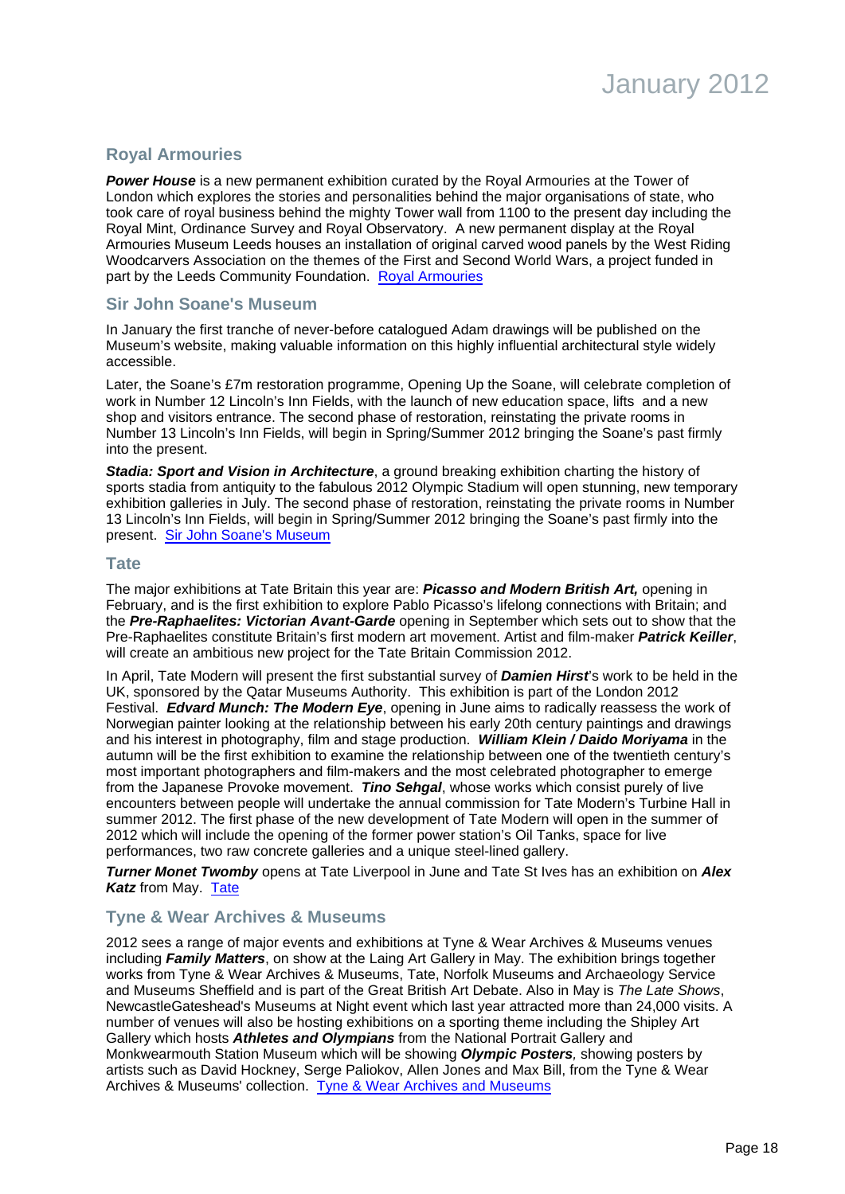## Royal Armouries

***Power House*** is a new permanent exhibition curated by the Royal Armouries at the Tower of London which explores the stories and personalities behind the major organisations of state, who took care of royal business behind the mighty Tower wall from 1100 to the present day including the Royal Mint, Ordinance Survey and Royal Observatory. A new permanent display at the Royal Armouries Museum Leeds houses an installation of original carved wood panels by the West Riding Woodcarvers Association on the themes of the First and Second World Wars, a project funded in part by the Leeds Community Foundation. [Royal Armouries]

## Sir John Soane's Museum

In January the first tranche of never-before catalogued Adam drawings will be published on the Museum's website, making valuable information on this highly influential architectural style widely accessible.

Later, the Soane's £7m restoration programme, Opening Up the Soane, will celebrate completion of work in Number 12 Lincoln's Inn Fields, with the launch of new education space, lifts and a new shop and visitors entrance. The second phase of restoration, reinstating the private rooms in Number 13 Lincoln's Inn Fields, will begin in Spring/Summer 2012 bringing the Soane's past firmly into the present.

***Stadia: Sport and Vision in Architecture***, a ground breaking exhibition charting the history of sports stadia from antiquity to the fabulous 2012 Olympic Stadium will open stunning, new temporary exhibition galleries in July. The second phase of restoration, reinstating the private rooms in Number 13 Lincoln's Inn Fields, will begin in Spring/Summer 2012 bringing the Soane's past firmly into the present. [Sir John Soane's Museum]

## Tate

The major exhibitions at Tate Britain this year are: ***Picasso and Modern British Art,*** opening in February, and is the first exhibition to explore Pablo Picasso's lifelong connections with Britain; and the ***Pre-Raphaelites: Victorian Avant-Garde*** opening in September which sets out to show that the Pre-Raphaelites constitute Britain's first modern art movement. Artist and film-maker ***Patrick Keiller***, will create an ambitious new project for the Tate Britain Commission 2012.

In April, Tate Modern will present the first substantial survey of ***Damien Hirst***'s work to be held in the UK, sponsored by the Qatar Museums Authority. This exhibition is part of the London 2012 Festival. ***Edvard Munch: The Modern Eye***, opening in June aims to radically reassess the work of Norwegian painter looking at the relationship between his early 20th century paintings and drawings and his interest in photography, film and stage production. ***William Klein / Daido Moriyama*** in the autumn will be the first exhibition to examine the relationship between one of the twentieth century's most important photographers and film-makers and the most celebrated photographer to emerge from the Japanese Provoke movement. ***Tino Sehgal***, whose works which consist purely of live encounters between people will undertake the annual commission for Tate Modern's Turbine Hall in summer 2012. The first phase of the new development of Tate Modern will open in the summer of 2012 which will include the opening of the former power station's Oil Tanks, space for live performances, two raw concrete galleries and a unique steel-lined gallery.

***Turner Monet Twomby*** opens at Tate Liverpool in June and Tate St Ives has an exhibition on ***Alex Katz*** from May. [Tate]

## Tyne & Wear Archives & Museums

2012 sees a range of major events and exhibitions at Tyne & Wear Archives & Museums venues including ***Family Matters***, on show at the Laing Art Gallery in May. The exhibition brings together works from Tyne & Wear Archives & Museums, Tate, Norfolk Museums and Archaeology Service and Museums Sheffield and is part of the Great British Art Debate. Also in May is *The Late Shows*, NewcastleGateshead's Museums at Night event which last year attracted more than 24,000 visits. A number of venues will also be hosting exhibitions on a sporting theme including the Shipley Art Gallery which hosts ***Athletes and Olympians*** from the National Portrait Gallery and Monkwearmouth Station Museum which will be showing ***Olympic Posters****,* showing posters by artists such as David Hockney, Serge Paliokov, Allen Jones and Max Bill, from the Tyne & Wear Archives & Museums' collection. [Tyne & Wear Archives and Museums]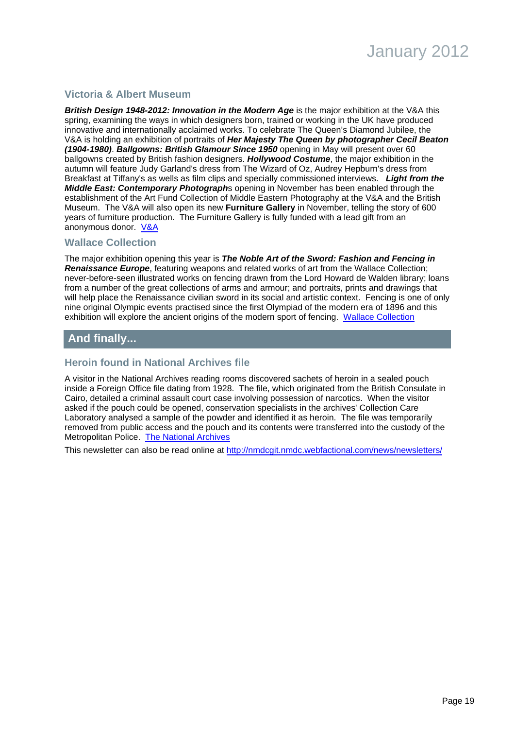### Victoria & Albert Museum

***British Design 1948-2012: Innovation in the Modern Age*** is the major exhibition at the V&A this spring, examining the ways in which designers born, trained or working in the UK have produced innovative and internationally acclaimed works. To celebrate The Queen's Diamond Jubilee, the V&A is holding an exhibition of portraits of ***Her Majesty The Queen by photographer Cecil Beaton (1904-1980)***. ***Ballgowns: British Glamour Since 1950*** opening in May will present over 60 ballgowns created by British fashion designers. ***Hollywood Costume***, the major exhibition in the autumn will feature Judy Garland's dress from The Wizard of Oz, Audrey Hepburn's dress from Breakfast at Tiffany's as well as film clips and specially commissioned interviews. ***Light from the Middle East: Contemporary Photograph***s opening in November has been enabled through the establishment of the Art Fund Collection of Middle Eastern Photography at the V&A and the British Museum. The V&A will also open its new **Furniture Gallery** in November, telling the story of 600 years of furniture production. The Furniture Gallery is fully funded with a lead gift from an anonymous donor. V&A

### Wallace Collection

The major exhibition opening this year is ***The Noble Art of the Sword: Fashion and Fencing in Renaissance Europe***, featuring weapons and related works of art from the Wallace Collection; never-before-seen illustrated works on fencing drawn from the Lord Howard de Walden library; loans from a number of the great collections of arms and armour; and portraits, prints and drawings that will help place the Renaissance civilian sword in its social and artistic context. Fencing is one of only nine original Olympic events practised since the first Olympiad of the modern era of 1896 and this exhibition will explore the ancient origins of the modern sport of fencing. Wallace Collection

## And finally...

### Heroin found in National Archives file

A visitor in the National Archives reading rooms discovered sachets of heroin in a sealed pouch inside a Foreign Office file dating from 1928. The file, which originated from the British Consulate in Cairo, detailed a criminal assault court case involving possession of narcotics. When the visitor asked if the pouch could be opened, conservation specialists in the archives' Collection Care Laboratory analysed a sample of the powder and identified it as heroin. The file was temporarily removed from public access and the pouch and its contents were transferred into the custody of the Metropolitan Police. The National Archives

This newsletter can also be read online at http://nmdcgit.nmdc.webfactional.com/news/newsletters/